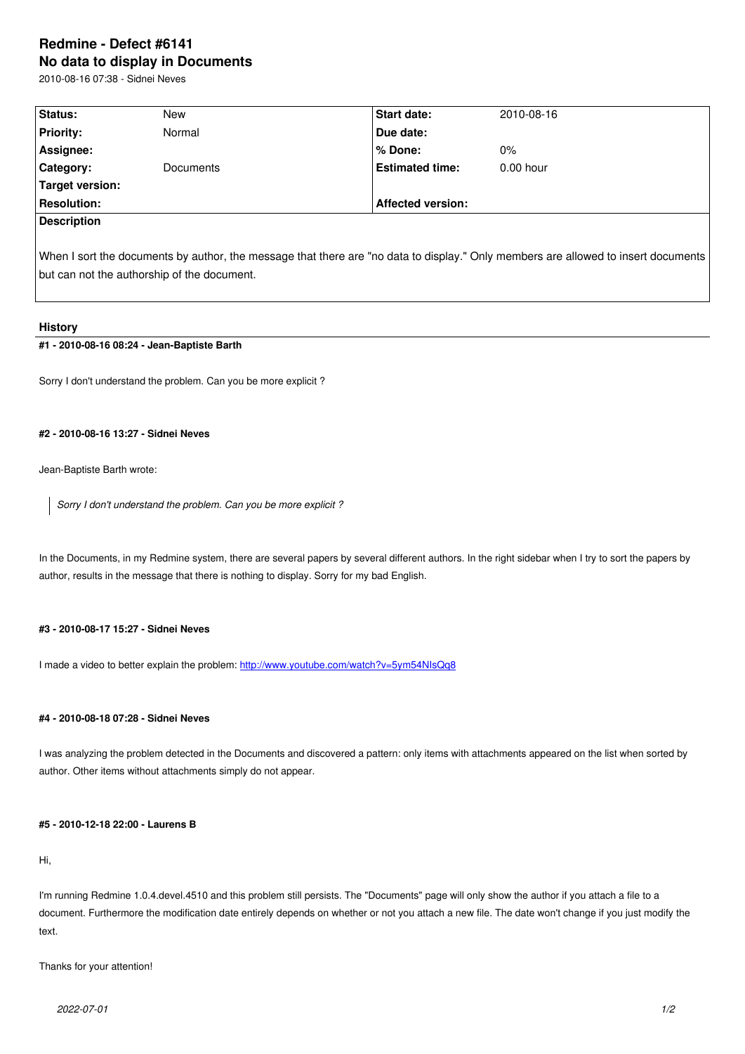# Redmine - Defect #6141

## No data to display in Documents

2010-08-16 07:38 - Sidnei Neves

| Status: | New | Start date: | 2010-08-16 |
|---|---|---|---|
| Priority: | Normal | Due date: | |
| Assignee: | | % Done: | 0% |
| Category: | Documents | Estimated time: | 0.00 hour |
| Target version: | | | |
| Resolution: | | Affected version: | |

**Description**

When I sort the documents by author, the message that there are "no data to display." Only members are allowed to insert documents but can not the authorship of the document.

## History

#### #1 - 2010-08-16 08:24 - Jean-Baptiste Barth

Sorry I don't understand the problem. Can you be more explicit ?

#### #2 - 2010-08-16 13:27 - Sidnei Neves

Jean-Baptiste Barth wrote:

> *Sorry I don't understand the problem. Can you be more explicit ?*

In the Documents, in my Redmine system, there are several papers by several different authors. In the right sidebar when I try to sort the papers by author, results in the message that there is nothing to display. Sorry for my bad English.

#### #3 - 2010-08-17 15:27 - Sidnei Neves

I made a video to better explain the problem: http://www.youtube.com/watch?v=5ym54NIsQq8

#### #4 - 2010-08-18 07:28 - Sidnei Neves

I was analyzing the problem detected in the Documents and discovered a pattern: only items with attachments appeared on the list when sorted by author. Other items without attachments simply do not appear.

#### #5 - 2010-12-18 22:00 - Laurens B

Hi,

I'm running Redmine 1.0.4.devel.4510 and this problem still persists. The "Documents" page will only show the author if you attach a file to a document. Furthermore the modification date entirely depends on whether or not you attach a new file. The date won't change if you just modify the text.

Thanks for your attention!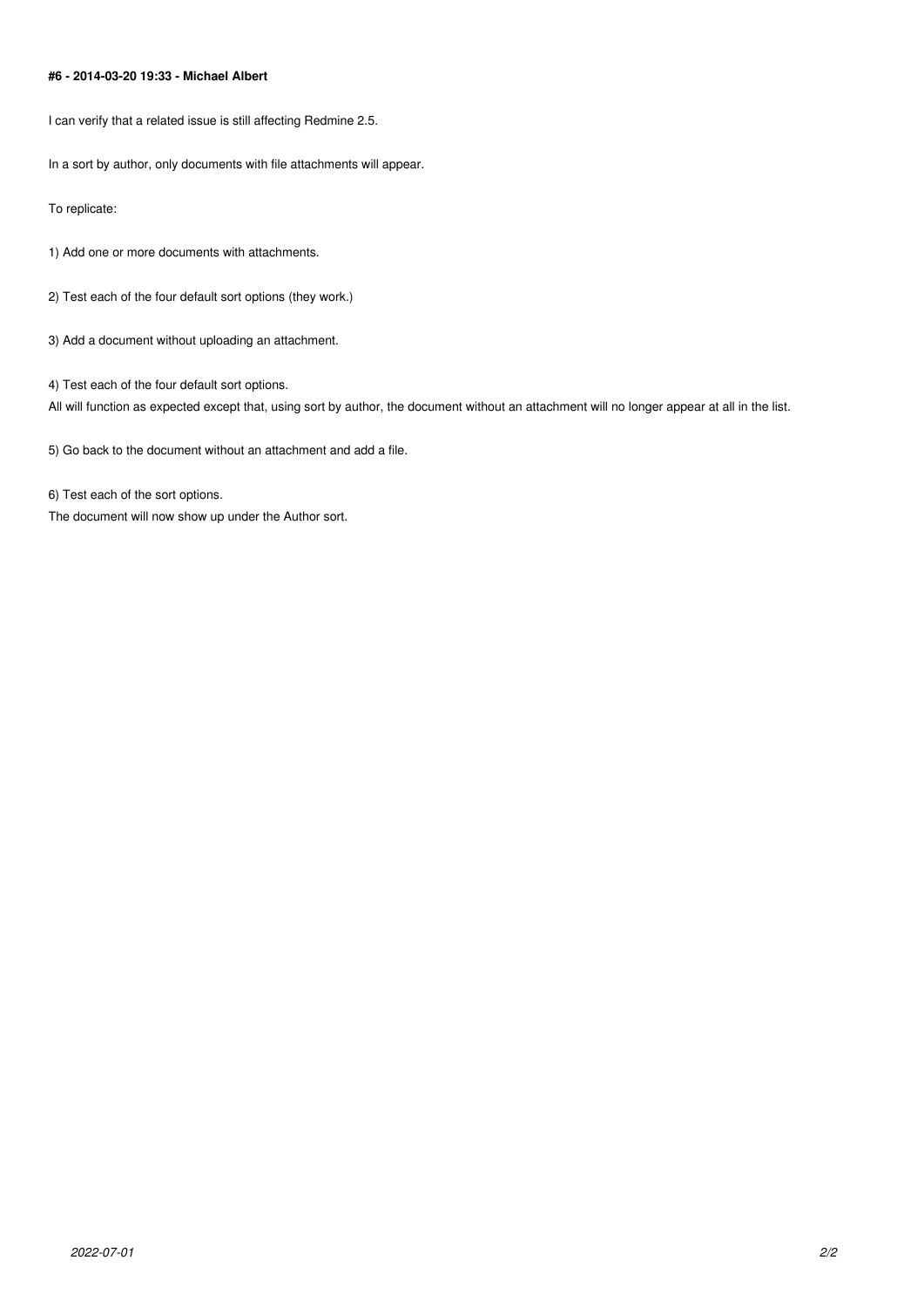#### #6 - 2014-03-20 19:33 - Michael Albert

I can verify that a related issue is still affecting Redmine 2.5.

In a sort by author, only documents with file attachments will appear.

To replicate:

1) Add one or more documents with attachments.

2) Test each of the four default sort options (they work.)

3) Add a document without uploading an attachment.

4) Test each of the four default sort options.
All will function as expected except that, using sort by author, the document without an attachment will no longer appear at all in the list.

5) Go back to the document without an attachment and add a file.

6) Test each of the sort options.
The document will now show up under the Author sort.